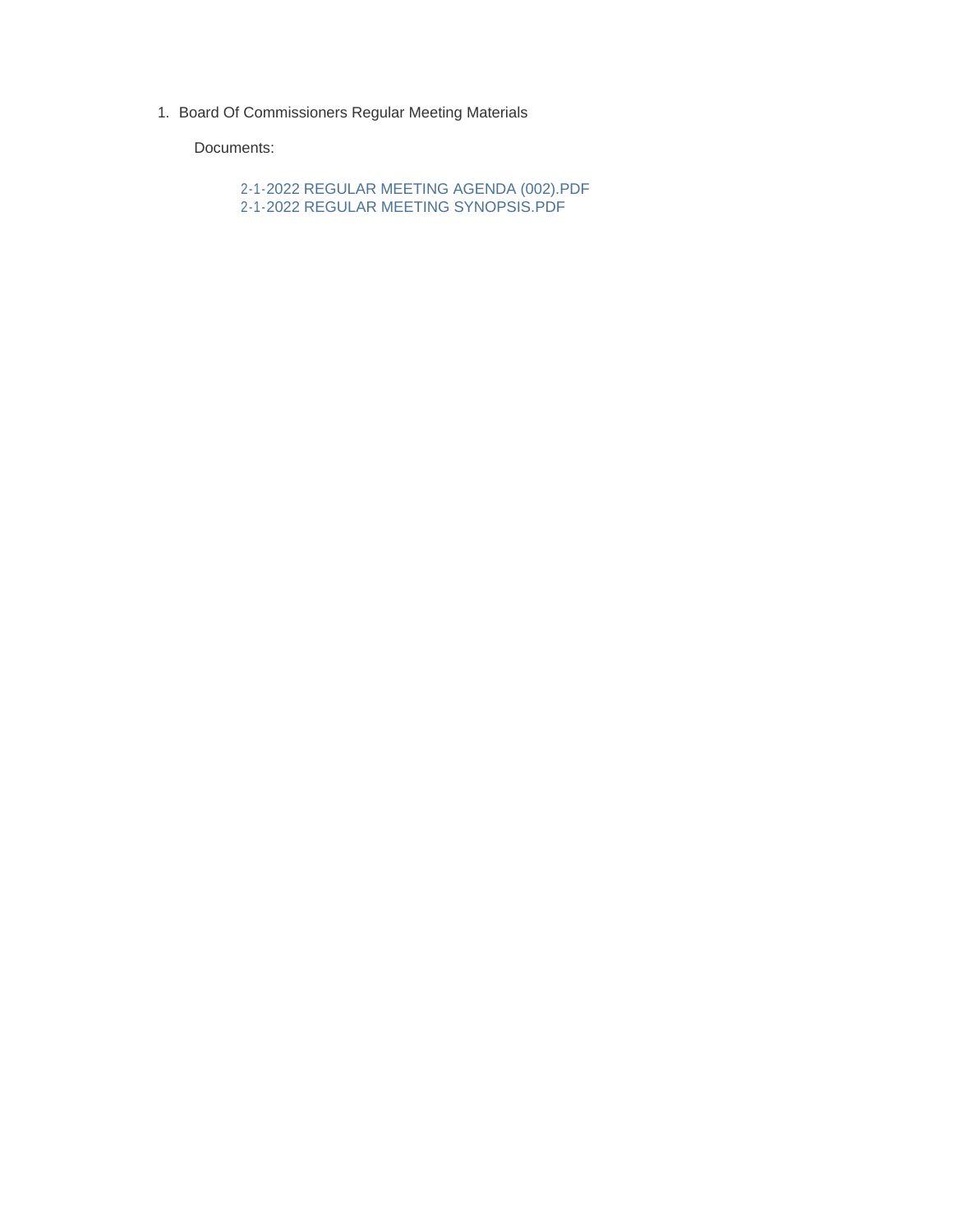1. Board Of Commissioners Regular Meeting Materials

   Documents:

   2-1-2022 REGULAR MEETING AGENDA (002).PDF
   2-1-2022 REGULAR MEETING SYNOPSIS.PDF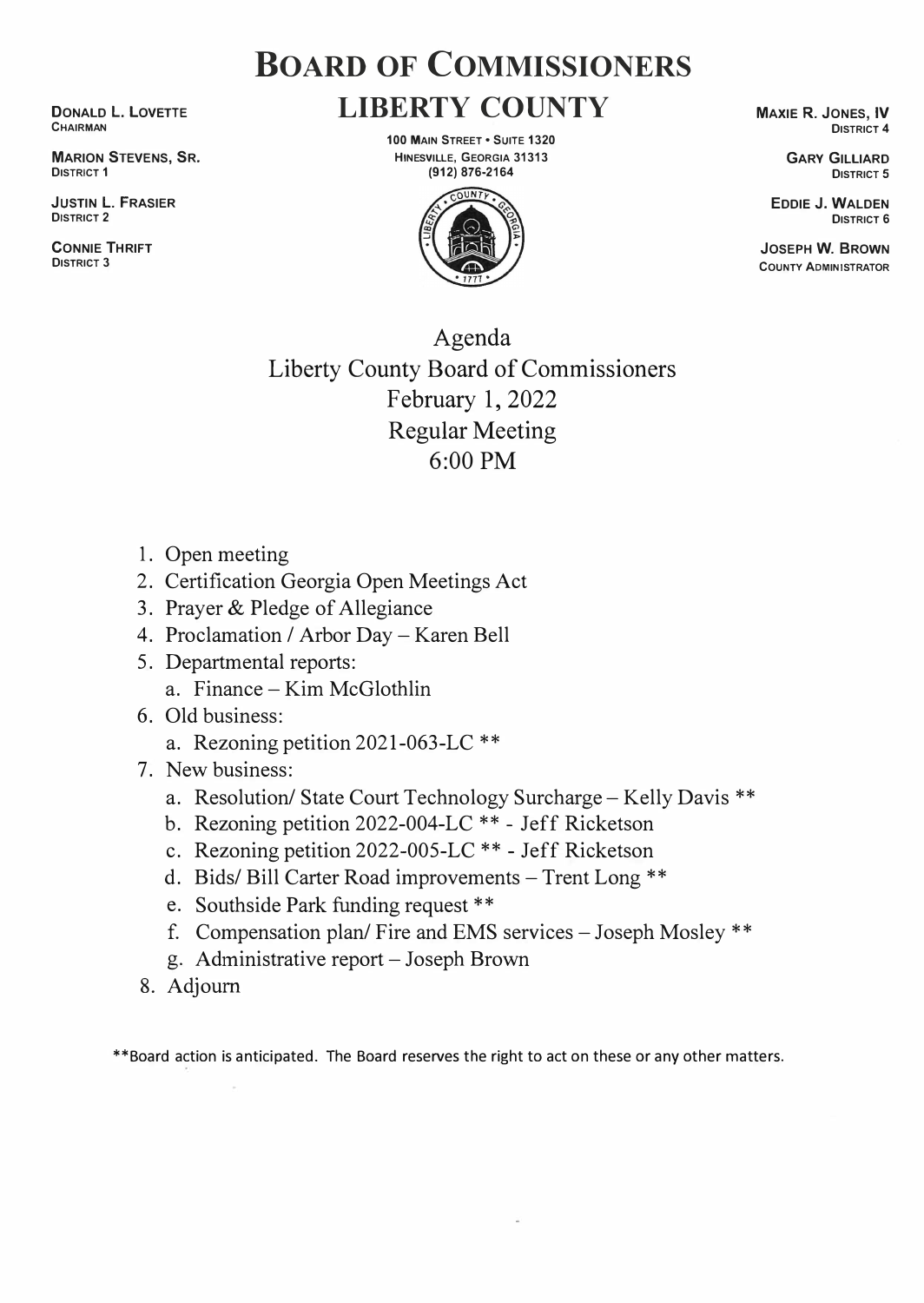# BOARD OF COMMISSIONERS

## LIBERTY COUNTY

100 MAIN STREET • SUITE 1320
HINESVILLE, GEORGIA 31313
(912) 876-2164

**DONALD L. LOVETTE**
CHAIRMAN

**MARION STEVENS, SR.**
DISTRICT 1

**JUSTIN L. FRASIER**
DISTRICT 2

**CONNIE THRIFT**
DISTRICT 3

**MAXIE R. JONES, IV**
DISTRICT 4

**GARY GILLIARD**
DISTRICT 5

**EDDIE J. WALDEN**
DISTRICT 6

**JOSEPH W. BROWN**
COUNTY ADMINISTRATOR

Agenda
Liberty County Board of Commissioners
February 1, 2022
Regular Meeting
6:00 PM

1. Open meeting
2. Certification Georgia Open Meetings Act
3. Prayer & Pledge of Allegiance
4. Proclamation / Arbor Day – Karen Bell
5. Departmental reports:
   a. Finance – Kim McGlothlin
6. Old business:
   a. Rezoning petition 2021-063-LC **
7. New business:
   a. Resolution/ State Court Technology Surcharge – Kelly Davis **
   b. Rezoning petition 2022-004-LC ** - Jeff Ricketson
   c. Rezoning petition 2022-005-LC ** - Jeff Ricketson
   d. Bids/ Bill Carter Road improvements – Trent Long **
   e. Southside Park funding request **
   f. Compensation plan/ Fire and EMS services – Joseph Mosley **
   g. Administrative report – Joseph Brown
8. Adjourn

**Board action is anticipated. The Board reserves the right to act on these or any other matters.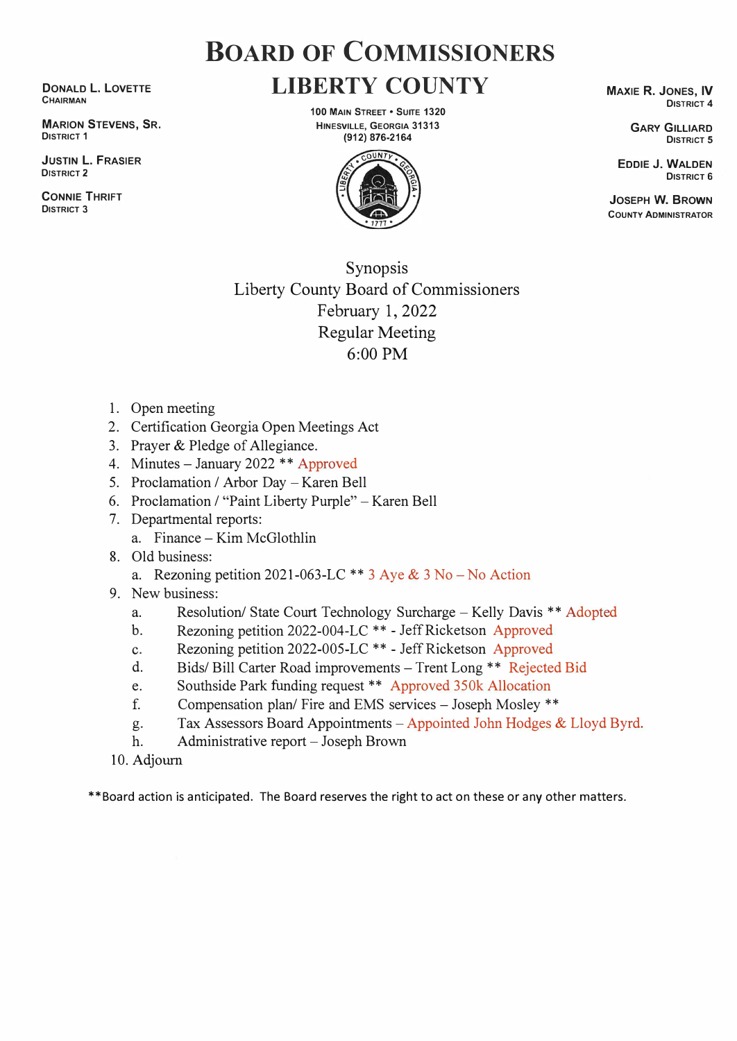# BOARD OF COMMISSIONERS
# LIBERTY COUNTY

100 MAIN STREET • SUITE 1320
HINESVILLE, GEORGIA 31313
(912) 876-2164

**DONALD L. LOVETTE**
CHAIRMAN

**MARION STEVENS, SR.**
DISTRICT 1

**JUSTIN L. FRASIER**
DISTRICT 2

**CONNIE THRIFT**
DISTRICT 3

**MAXIE R. JONES, IV**
DISTRICT 4

**GARY GILLIARD**
DISTRICT 5

**EDDIE J. WALDEN**
DISTRICT 6

**JOSEPH W. BROWN**
COUNTY ADMINISTRATOR

Synopsis
Liberty County Board of Commissioners
February 1, 2022
Regular Meeting
6:00 PM

1. Open meeting
2. Certification Georgia Open Meetings Act
3. Prayer & Pledge of Allegiance.
4. Minutes – January 2022 ** Approved
5. Proclamation / Arbor Day – Karen Bell
6. Proclamation / "Paint Liberty Purple" – Karen Bell
7. Departmental reports:
   a. Finance – Kim McGlothlin
8. Old business:
   a. Rezoning petition 2021-063-LC ** 3 Aye & 3 No – No Action
9. New business:
   a. Resolution/ State Court Technology Surcharge – Kelly Davis ** Adopted
   b. Rezoning petition 2022-004-LC ** - Jeff Ricketson Approved
   c. Rezoning petition 2022-005-LC ** - Jeff Ricketson Approved
   d. Bids/ Bill Carter Road improvements – Trent Long ** Rejected Bid
   e. Southside Park funding request ** Approved 350k Allocation
   f. Compensation plan/ Fire and EMS services – Joseph Mosley **
   g. Tax Assessors Board Appointments – Appointed John Hodges & Lloyd Byrd.
   h. Administrative report – Joseph Brown
10. Adjourn

**Board action is anticipated. The Board reserves the right to act on these or any other matters.